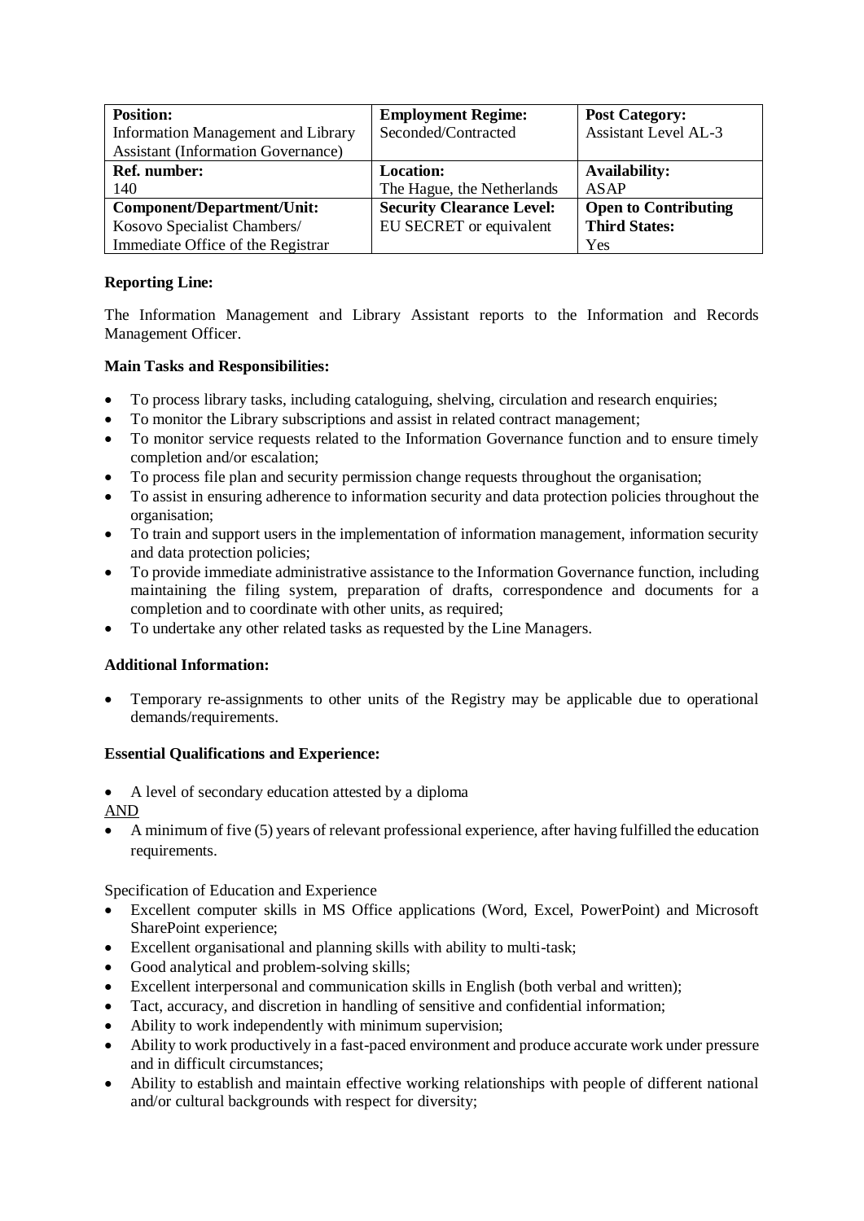| **Position:** Information Management and Library Assistant (Information Governance) | **Employment Regime:** Seconded/Contracted | **Post Category:** Assistant Level AL-3 |
|---|---|---|
| **Ref. number:** 140 | **Location:** The Hague, the Netherlands | **Availability:** ASAP |
| **Component/Department/Unit:** Kosovo Specialist Chambers/ Immediate Office of the Registrar | **Security Clearance Level:** EU SECRET or equivalent | **Open to Contributing Third States:** Yes |

**Reporting Line:**

The Information Management and Library Assistant reports to the Information and Records Management Officer.

**Main Tasks and Responsibilities:**

- To process library tasks, including cataloguing, shelving, circulation and research enquiries;
- To monitor the Library subscriptions and assist in related contract management;
- To monitor service requests related to the Information Governance function and to ensure timely completion and/or escalation;
- To process file plan and security permission change requests throughout the organisation;
- To assist in ensuring adherence to information security and data protection policies throughout the organisation;
- To train and support users in the implementation of information management, information security and data protection policies;
- To provide immediate administrative assistance to the Information Governance function, including maintaining the filing system, preparation of drafts, correspondence and documents for a completion and to coordinate with other units, as required;
- To undertake any other related tasks as requested by the Line Managers.

**Additional Information:**

- Temporary re-assignments to other units of the Registry may be applicable due to operational demands/requirements.

**Essential Qualifications and Experience:**

- A level of secondary education attested by a diploma

AND

- A minimum of five (5) years of relevant professional experience, after having fulfilled the education requirements.

Specification of Education and Experience

- Excellent computer skills in MS Office applications (Word, Excel, PowerPoint) and Microsoft SharePoint experience;
- Excellent organisational and planning skills with ability to multi-task;
- Good analytical and problem-solving skills;
- Excellent interpersonal and communication skills in English (both verbal and written);
- Tact, accuracy, and discretion in handling of sensitive and confidential information;
- Ability to work independently with minimum supervision;
- Ability to work productively in a fast-paced environment and produce accurate work under pressure and in difficult circumstances;
- Ability to establish and maintain effective working relationships with people of different national and/or cultural backgrounds with respect for diversity;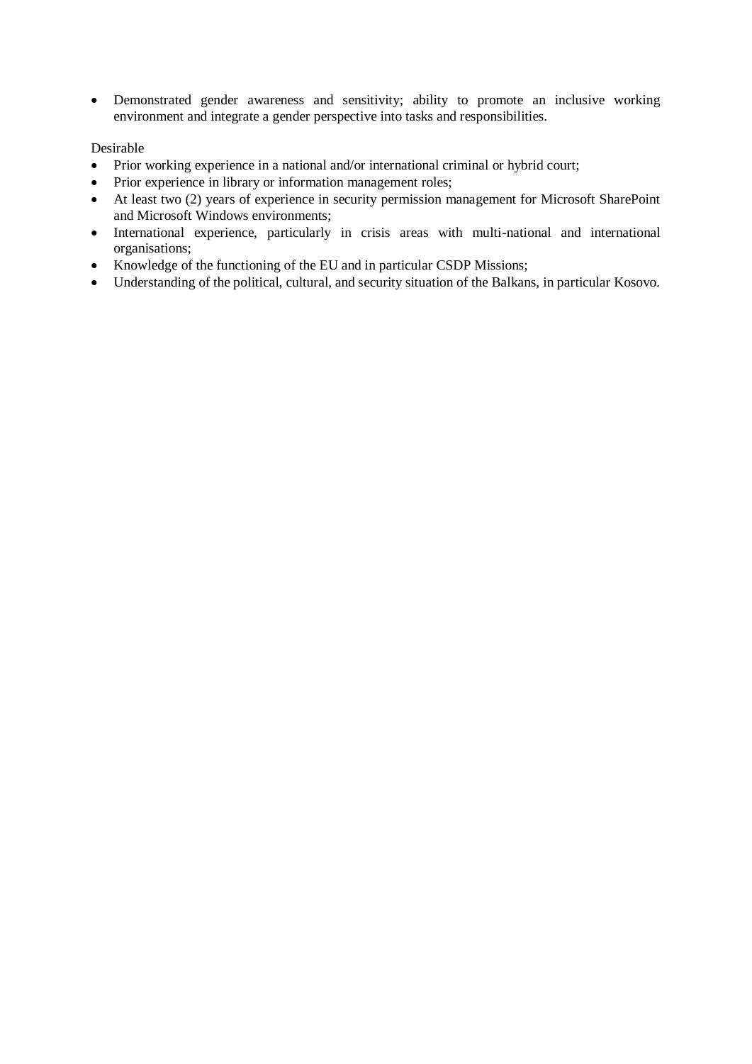- Demonstrated gender awareness and sensitivity; ability to promote an inclusive working environment and integrate a gender perspective into tasks and responsibilities.

Desirable

- Prior working experience in a national and/or international criminal or hybrid court;
- Prior experience in library or information management roles;
- At least two (2) years of experience in security permission management for Microsoft SharePoint and Microsoft Windows environments;
- International experience, particularly in crisis areas with multi-national and international organisations;
- Knowledge of the functioning of the EU and in particular CSDP Missions;
- Understanding of the political, cultural, and security situation of the Balkans, in particular Kosovo.